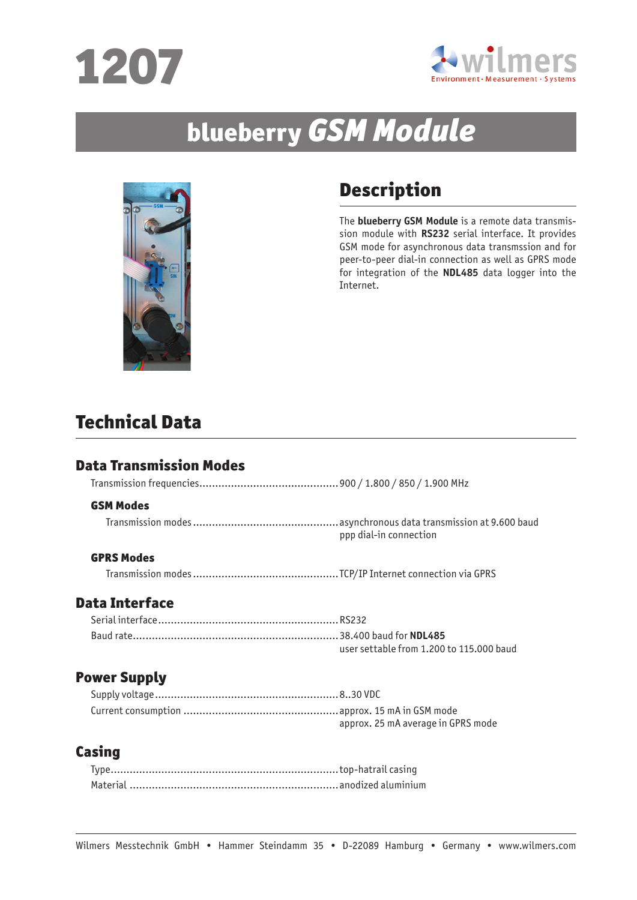# 1207

wilmers
Environment · Measurement · Systems

# blueberry *GSM Module*

## Description

The **blueberry GSM Module** is a remote data transmission module with **RS232** serial interface. It provides GSM mode for asynchronous data transmssion and for peer-to-peer dial-in connection as well as GPRS mode for integration of the **NDL485** data logger into the Internet.

## Technical Data

### Data Transmission Modes

Transmission frequencies ........ 900 / 1.800 / 850 / 1.900 MHz

#### GSM Modes

Transmission modes ........ asynchronous data transmission at 9.600 baud
ppp dial-in connection

#### GPRS Modes

Transmission modes ........ TCP/IP Internet connection via GPRS

### Data Interface

Serial interface ........ RS232

Baud rate ........ 38.400 baud for **NDL485**
user settable from 1.200 to 115.000 baud

### Power Supply

Supply voltage ........ 8..30 VDC

Current consumption ........ approx. 15 mA in GSM mode
approx. 25 mA average in GPRS mode

### Casing

Type ........ top-hatrail casing

Material ........ anodized aluminium

Wilmers Messtechnik GmbH • Hammer Steindamm 35 • D-22089 Hamburg • Germany • www.wilmers.com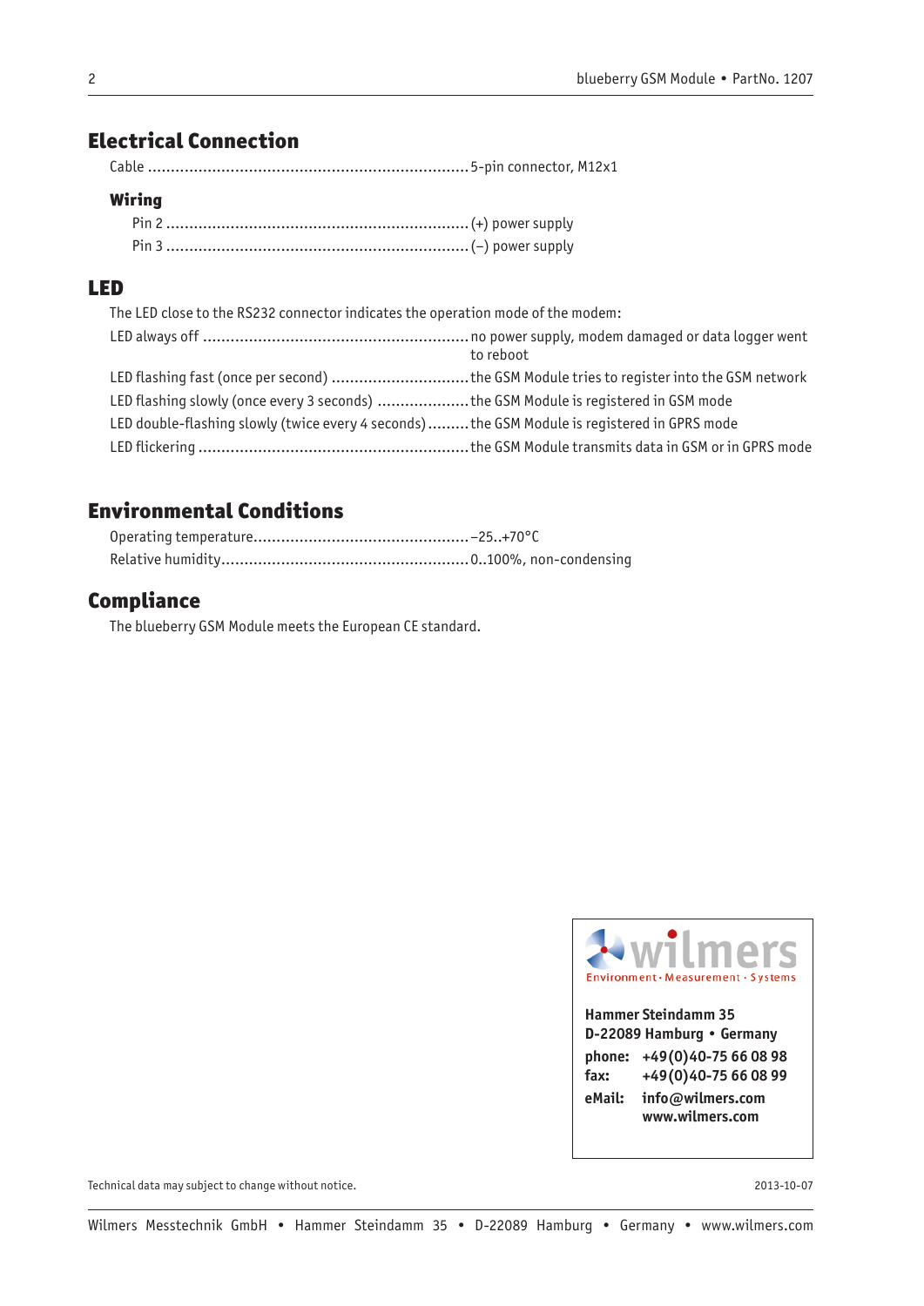## Electrical Connection

Cable ........................................................................ 5-pin connector, M12x1

### Wiring

Pin 2 ........................................................................ (+) power supply
Pin 3 ........................................................................ (–) power supply

## LED

The LED close to the RS232 connector indicates the operation mode of the modem:

LED always off ........................................................ no power supply, modem damaged or data logger went to reboot
LED flashing fast (once per second) .............................. the GSM Module tries to register into the GSM network
LED flashing slowly (once every 3 seconds) .................... the GSM Module is registered in GSM mode
LED double-flashing slowly (twice every 4 seconds) ......... the GSM Module is registered in GPRS mode
LED flickering ......................................................... the GSM Module transmits data in GSM or in GPRS mode

## Environmental Conditions

Operating temperature............................................... −25..+70°C
Relative humidity...................................................... 0..100%, non-condensing

## Compliance

The blueberry GSM Module meets the European CE standard.

wilmers
Environment · Measurement · Systems

**Hammer Steindamm 35**
**D-22089 Hamburg • Germany**
**phone: +49(0)40-75 66 08 98**
**fax: +49(0)40-75 66 08 99**
**eMail: info@wilmers.com**
**www.wilmers.com**

Technical data may subject to change without notice.

2013-10-07